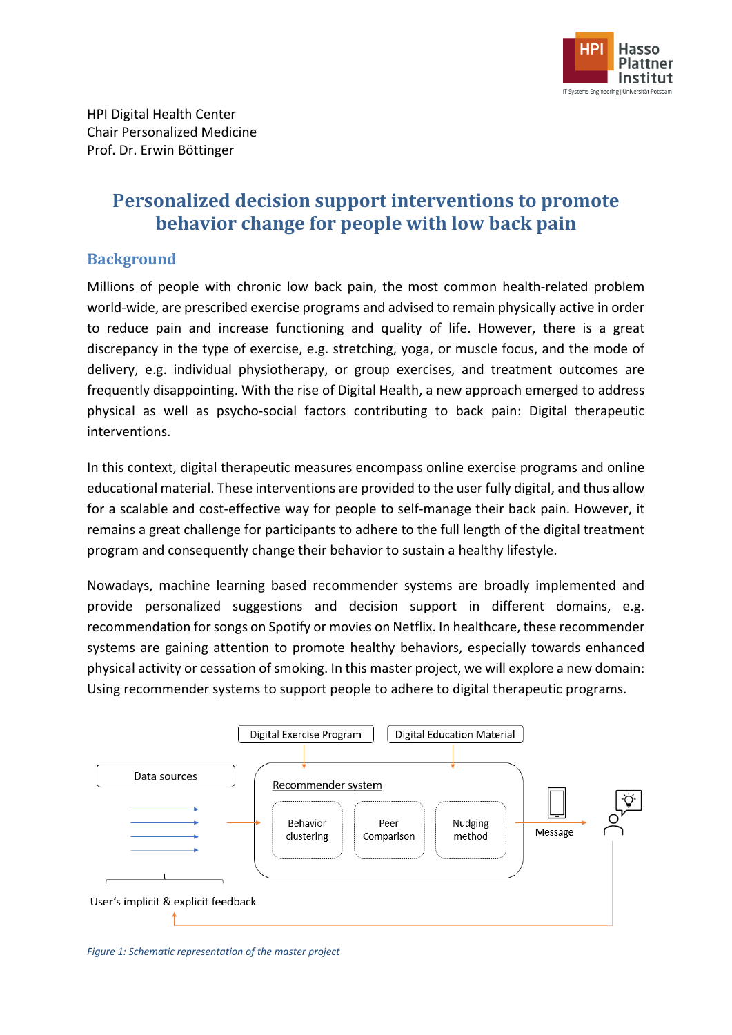HPI Digital Health Center
Chair Personalized Medicine
Prof. Dr. Erwin Böttinger

# Personalized decision support interventions to promote behavior change for people with low back pain

## Background

Millions of people with chronic low back pain, the most common health-related problem world-wide, are prescribed exercise programs and advised to remain physically active in order to reduce pain and increase functioning and quality of life. However, there is a great discrepancy in the type of exercise, e.g. stretching, yoga, or muscle focus, and the mode of delivery, e.g. individual physiotherapy, or group exercises, and treatment outcomes are frequently disappointing. With the rise of Digital Health, a new approach emerged to address physical as well as psycho-social factors contributing to back pain: Digital therapeutic interventions.

In this context, digital therapeutic measures encompass online exercise programs and online educational material. These interventions are provided to the user fully digital, and thus allow for a scalable and cost-effective way for people to self-manage their back pain. However, it remains a great challenge for participants to adhere to the full length of the digital treatment program and consequently change their behavior to sustain a healthy lifestyle.

Nowadays, machine learning based recommender systems are broadly implemented and provide personalized suggestions and decision support in different domains, e.g. recommendation for songs on Spotify or movies on Netflix. In healthcare, these recommender systems are gaining attention to promote healthy behaviors, especially towards enhanced physical activity or cessation of smoking. In this master project, we will explore a new domain: Using recommender systems to support people to adhere to digital therapeutic programs.

*Figure 1: Schematic representation of the master project*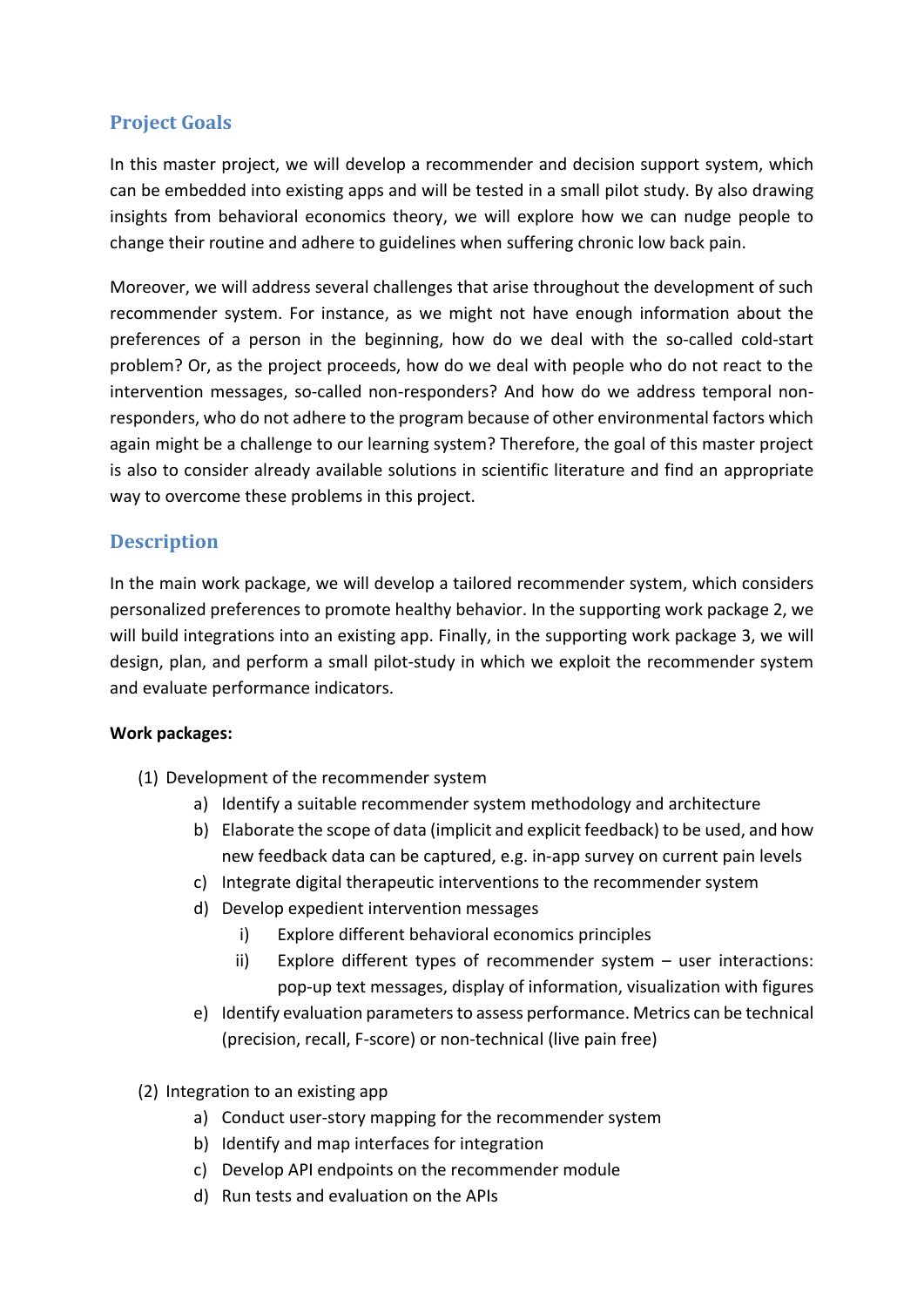## Project Goals

In this master project, we will develop a recommender and decision support system, which can be embedded into existing apps and will be tested in a small pilot study. By also drawing insights from behavioral economics theory, we will explore how we can nudge people to change their routine and adhere to guidelines when suffering chronic low back pain.

Moreover, we will address several challenges that arise throughout the development of such recommender system. For instance, as we might not have enough information about the preferences of a person in the beginning, how do we deal with the so-called cold-start problem? Or, as the project proceeds, how do we deal with people who do not react to the intervention messages, so-called non-responders? And how do we address temporal non-responders, who do not adhere to the program because of other environmental factors which again might be a challenge to our learning system? Therefore, the goal of this master project is also to consider already available solutions in scientific literature and find an appropriate way to overcome these problems in this project.

## Description

In the main work package, we will develop a tailored recommender system, which considers personalized preferences to promote healthy behavior. In the supporting work package 2, we will build integrations into an existing app. Finally, in the supporting work package 3, we will design, plan, and perform a small pilot-study in which we exploit the recommender system and evaluate performance indicators.

**Work packages:**

(1) Development of the recommender system
   a) Identify a suitable recommender system methodology and architecture
   b) Elaborate the scope of data (implicit and explicit feedback) to be used, and how new feedback data can be captured, e.g. in-app survey on current pain levels
   c) Integrate digital therapeutic interventions to the recommender system
   d) Develop expedient intervention messages
      i) Explore different behavioral economics principles
      ii) Explore different types of recommender system – user interactions: pop-up text messages, display of information, visualization with figures
   e) Identify evaluation parameters to assess performance. Metrics can be technical (precision, recall, F-score) or non-technical (live pain free)

(2) Integration to an existing app
   a) Conduct user-story mapping for the recommender system
   b) Identify and map interfaces for integration
   c) Develop API endpoints on the recommender module
   d) Run tests and evaluation on the APIs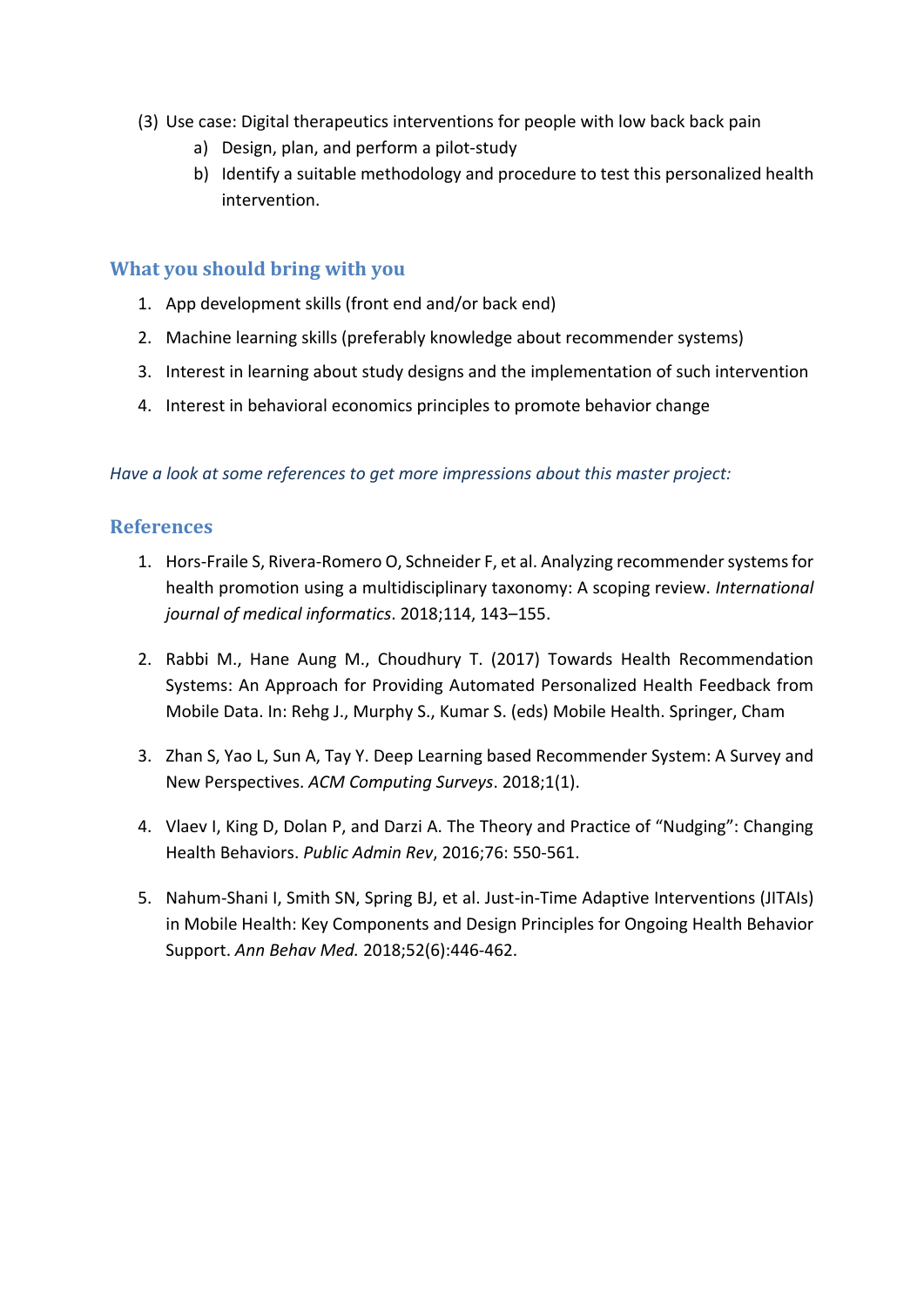(3) Use case: Digital therapeutics interventions for people with low back back pain
    a) Design, plan, and perform a pilot-study
    b) Identify a suitable methodology and procedure to test this personalized health intervention.

## What you should bring with you

1. App development skills (front end and/or back end)
2. Machine learning skills (preferably knowledge about recommender systems)
3. Interest in learning about study designs and the implementation of such intervention
4. Interest in behavioral economics principles to promote behavior change

*Have a look at some references to get more impressions about this master project:*

## References

1. Hors-Fraile S, Rivera-Romero O, Schneider F, et al. Analyzing recommender systems for health promotion using a multidisciplinary taxonomy: A scoping review. *International journal of medical informatics*. 2018;114, 143–155.

2. Rabbi M., Hane Aung M., Choudhury T. (2017) Towards Health Recommendation Systems: An Approach for Providing Automated Personalized Health Feedback from Mobile Data. In: Rehg J., Murphy S., Kumar S. (eds) Mobile Health. Springer, Cham

3. Zhan S, Yao L, Sun A, Tay Y. Deep Learning based Recommender System: A Survey and New Perspectives. *ACM Computing Surveys*. 2018;1(1).

4. Vlaev I, King D, Dolan P, and Darzi A. The Theory and Practice of "Nudging": Changing Health Behaviors. *Public Admin Rev*, 2016;76: 550-561.

5. Nahum-Shani I, Smith SN, Spring BJ, et al. Just-in-Time Adaptive Interventions (JITAIs) in Mobile Health: Key Components and Design Principles for Ongoing Health Behavior Support. *Ann Behav Med.* 2018;52(6):446-462.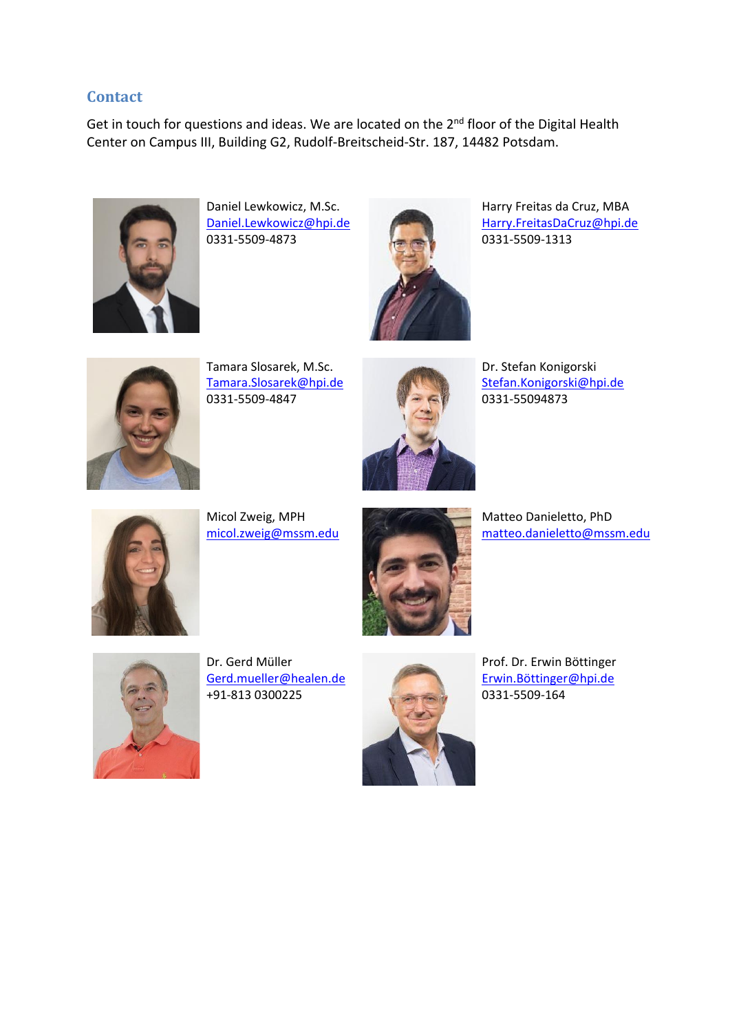## Contact

Get in touch for questions and ideas. We are located on the 2nd floor of the Digital Health Center on Campus III, Building G2, Rudolf-Breitscheid-Str. 187, 14482 Potsdam.

Daniel Lewkowicz, M.Sc.
Daniel.Lewkowicz@hpi.de
0331-5509-4873

Harry Freitas da Cruz, MBA
Harry.FreitasDaCruz@hpi.de
0331-5509-1313

Tamara Slosarek, M.Sc.
Tamara.Slosarek@hpi.de
0331-5509-4847

Dr. Stefan Konigorski
Stefan.Konigorski@hpi.de
0331-55094873

Micol Zweig, MPH
micol.zweig@mssm.edu

Matteo Danieletto, PhD
matteo.danieletto@mssm.edu

Dr. Gerd Müller
Gerd.mueller@healen.de
+91-813 0300225

Prof. Dr. Erwin Böttinger
Erwin.Böttinger@hpi.de
0331-5509-164